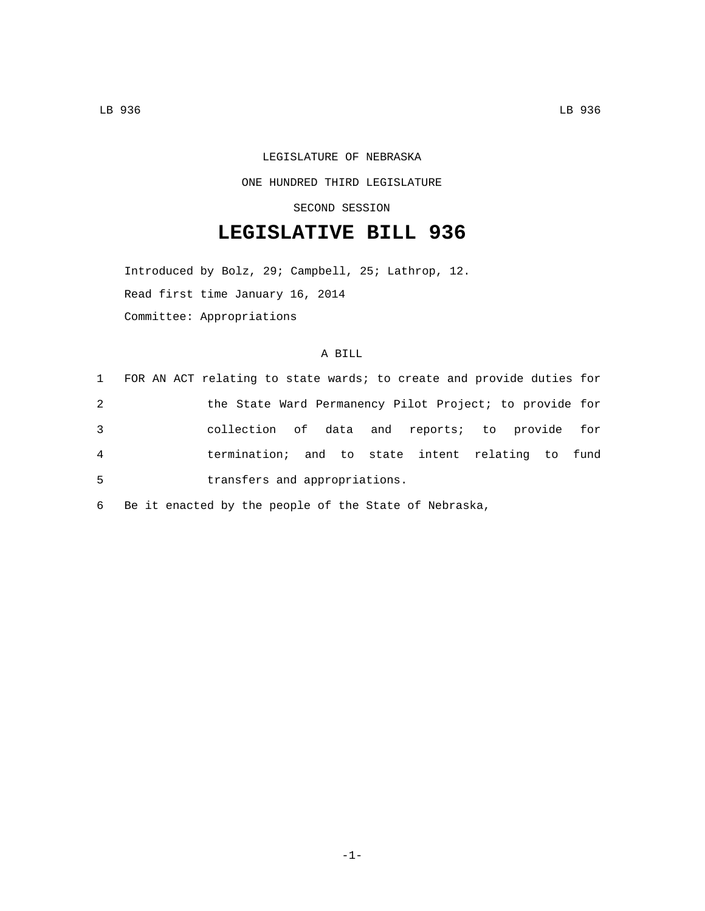LEGISLATURE OF NEBRASKA

ONE HUNDRED THIRD LEGISLATURE

SECOND SESSION

# LEGISLATIVE BILL 936

Introduced by Bolz, 29; Campbell, 25; Lathrop, 12.

Read first time January 16, 2014

Committee: Appropriations

A BILL

1 FOR AN ACT relating to state wards; to create and provide duties for
2 the State Ward Permanency Pilot Project; to provide for
3 collection of data and reports; to provide for
4 termination; and to state intent relating to fund
5 transfers and appropriations.

6 Be it enacted by the people of the State of Nebraska,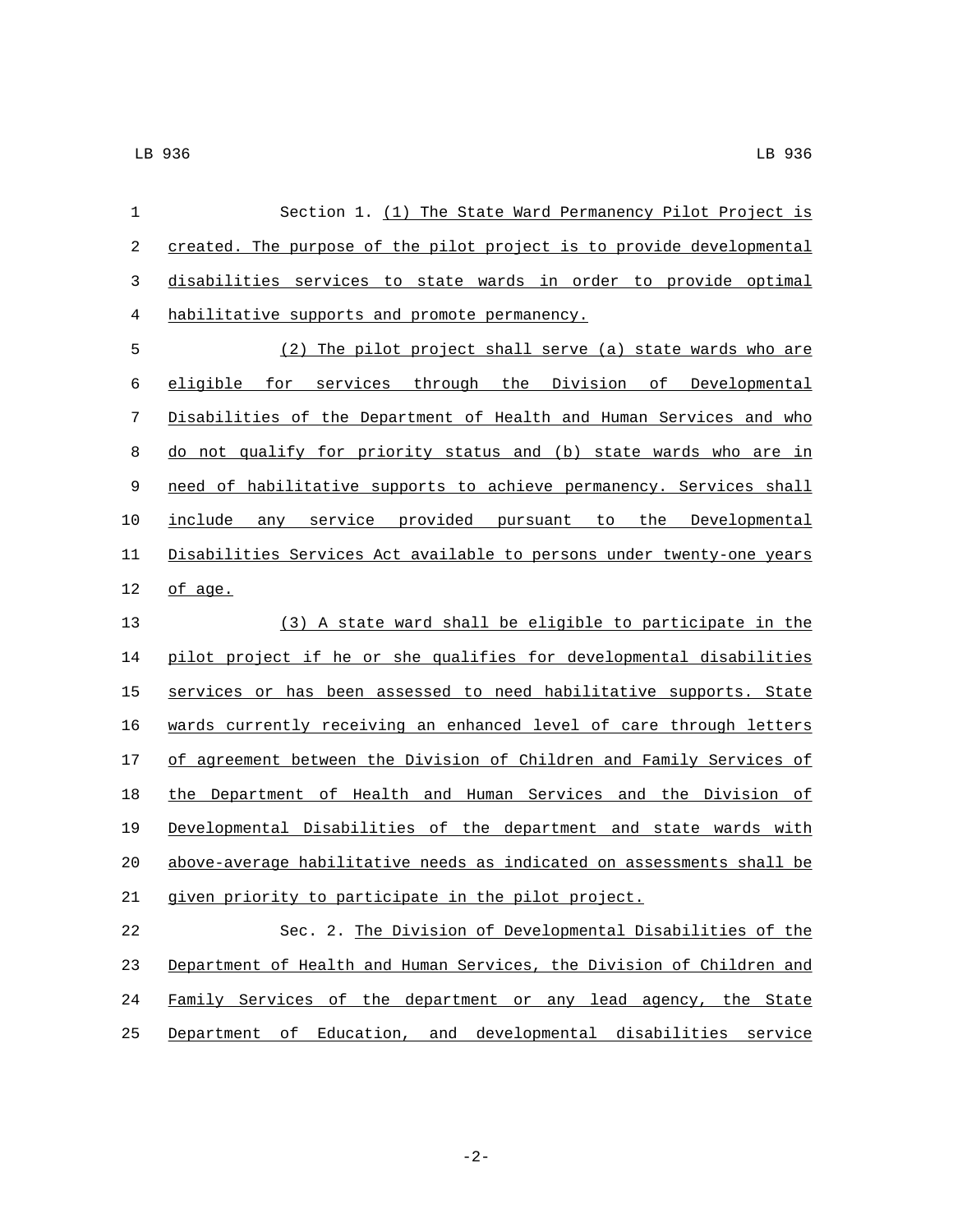Section 1. (1) The State Ward Permanency Pilot Project is created. The purpose of the pilot project is to provide developmental disabilities services to state wards in order to provide optimal habilitative supports and promote permanency.

(2) The pilot project shall serve (a) state wards who are eligible for services through the Division of Developmental Disabilities of the Department of Health and Human Services and who do not qualify for priority status and (b) state wards who are in need of habilitative supports to achieve permanency. Services shall include any service provided pursuant to the Developmental Disabilities Services Act available to persons under twenty-one years of age.

(3) A state ward shall be eligible to participate in the pilot project if he or she qualifies for developmental disabilities services or has been assessed to need habilitative supports. State wards currently receiving an enhanced level of care through letters of agreement between the Division of Children and Family Services of the Department of Health and Human Services and the Division of Developmental Disabilities of the department and state wards with above-average habilitative needs as indicated on assessments shall be given priority to participate in the pilot project.

Sec. 2. The Division of Developmental Disabilities of the Department of Health and Human Services, the Division of Children and Family Services of the department or any lead agency, the State Department of Education, and developmental disabilities service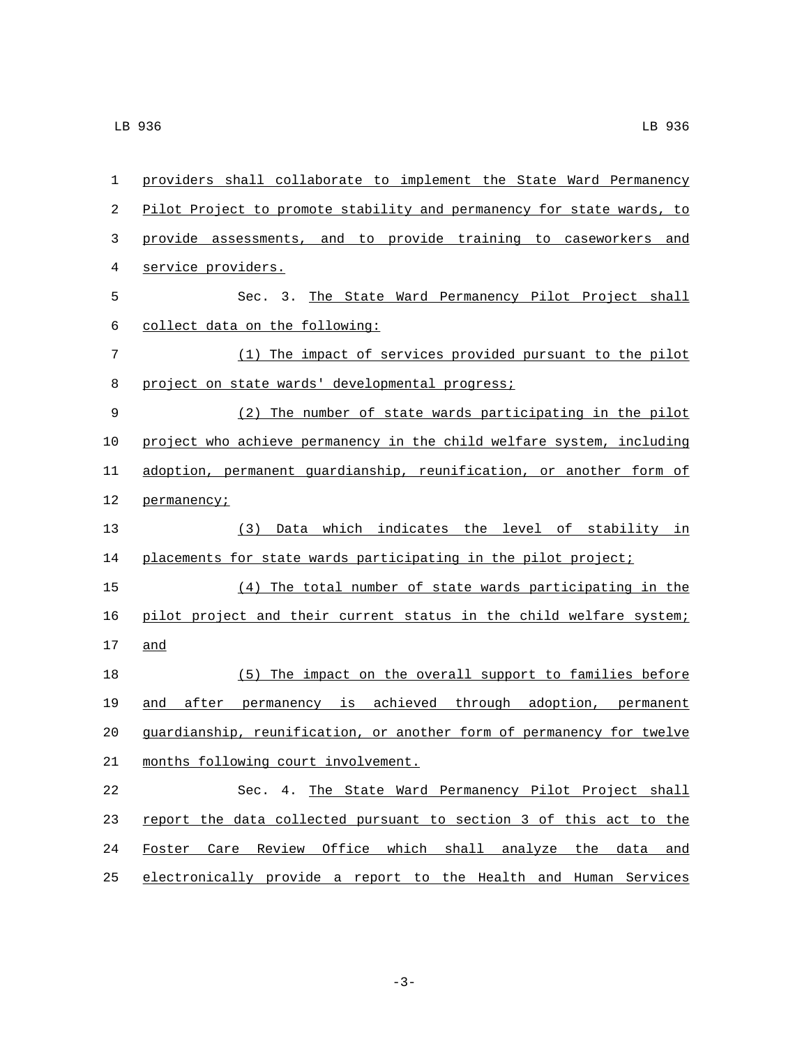providers shall collaborate to implement the State Ward Permanency Pilot Project to promote stability and permanency for state wards, to provide assessments, and to provide training to caseworkers and service providers.

Sec. 3. The State Ward Permanency Pilot Project shall collect data on the following:

(1) The impact of services provided pursuant to the pilot project on state wards' developmental progress;

(2) The number of state wards participating in the pilot project who achieve permanency in the child welfare system, including adoption, permanent guardianship, reunification, or another form of permanency;

(3) Data which indicates the level of stability in placements for state wards participating in the pilot project;

(4) The total number of state wards participating in the pilot project and their current status in the child welfare system; and

(5) The impact on the overall support to families before and after permanency is achieved through adoption, permanent guardianship, reunification, or another form of permanency for twelve months following court involvement.

Sec. 4. The State Ward Permanency Pilot Project shall report the data collected pursuant to section 3 of this act to the Foster Care Review Office which shall analyze the data and electronically provide a report to the Health and Human Services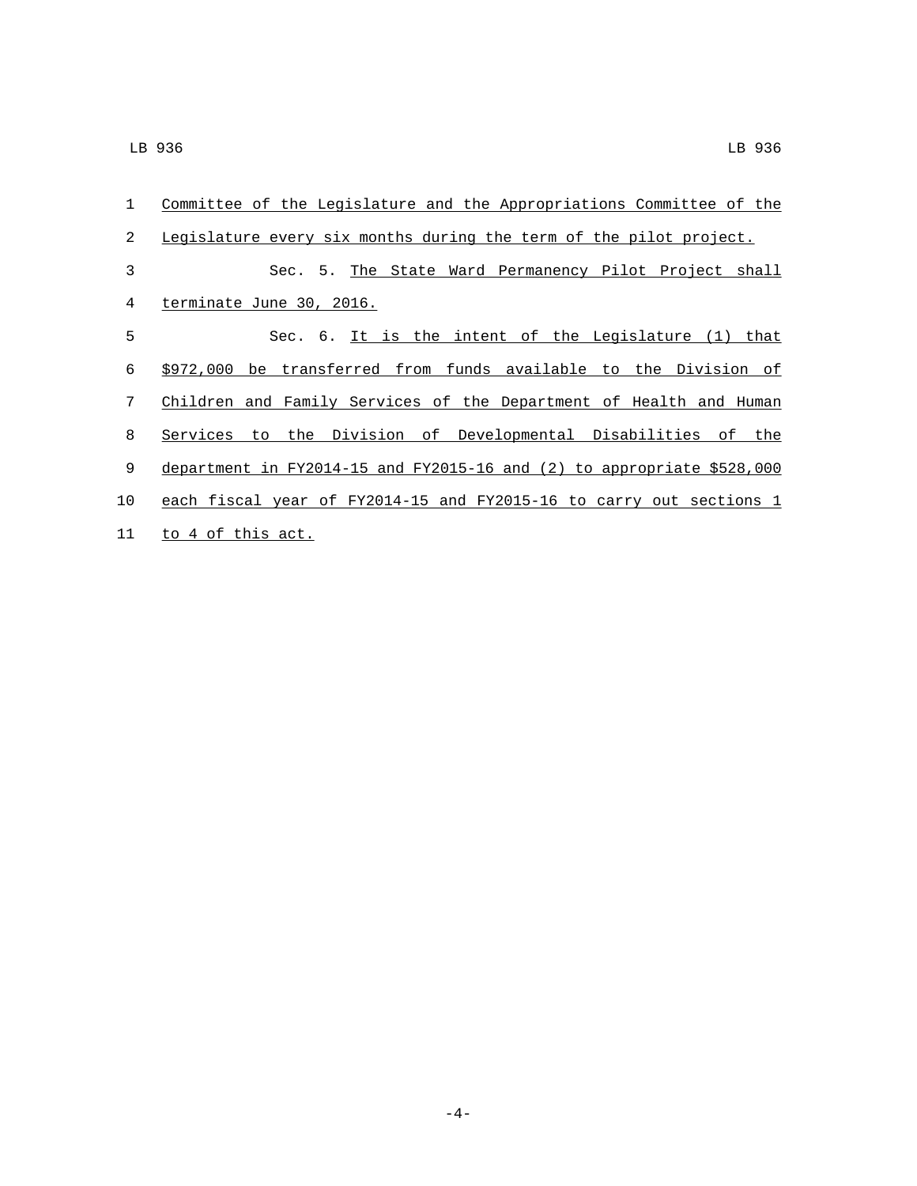Committee of the Legislature and the Appropriations Committee of the Legislature every six months during the term of the pilot project.

Sec. 5. The State Ward Permanency Pilot Project shall terminate June 30, 2016.

Sec. 6. It is the intent of the Legislature (1) that $972,000 be transferred from funds available to the Division of Children and Family Services of the Department of Health and Human Services to the Division of Developmental Disabilities of the department in FY2014-15 and FY2015-16 and (2) to appropriate $528,000 each fiscal year of FY2014-15 and FY2015-16 to carry out sections 1 to 4 of this act.